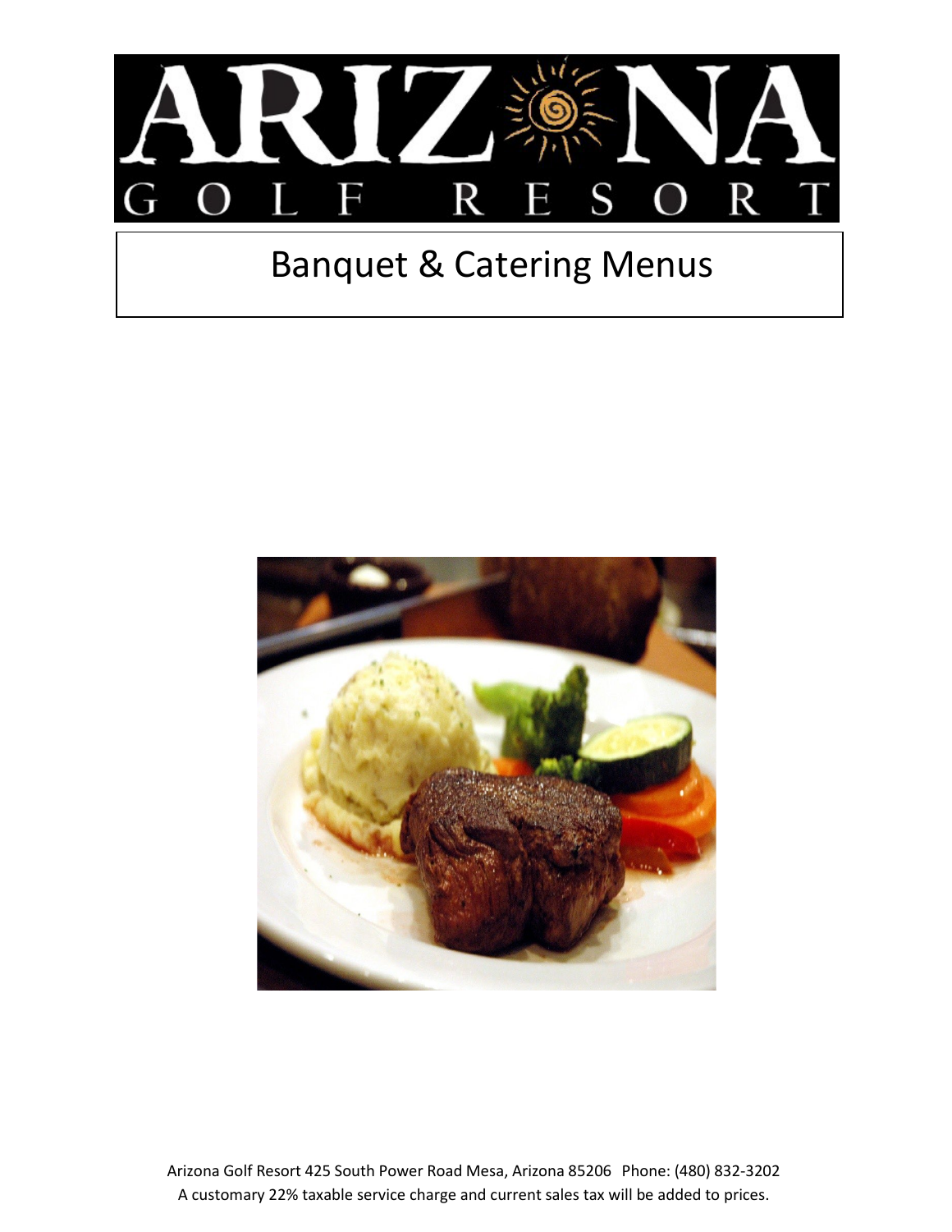# ARIZONA GOLF RESORT

## Banquet & Catering Menus

Arizona Golf Resort 425 South Power Road Mesa, Arizona 85206 Phone: (480) 832-3202
A customary 22% taxable service charge and current sales tax will be added to prices.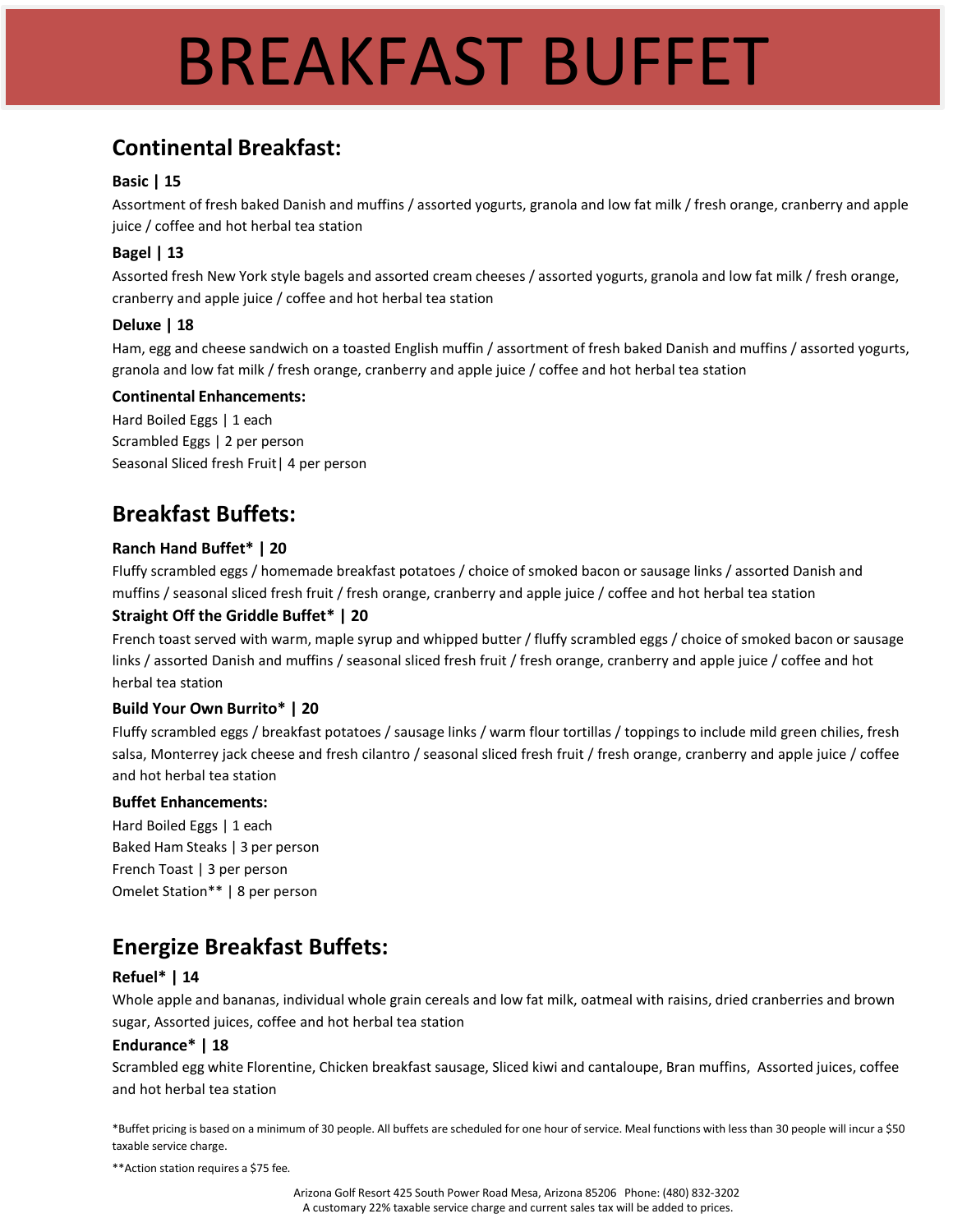# BREAKFAST BUFFET

## Continental Breakfast:

**Basic | 15**

Assortment of fresh baked Danish and muffins / assorted yogurts, granola and low fat milk / fresh orange, cranberry and apple juice / coffee and hot herbal tea station

**Bagel | 13**

Assorted fresh New York style bagels and assorted cream cheeses / assorted yogurts, granola and low fat milk / fresh orange, cranberry and apple juice / coffee and hot herbal tea station

**Deluxe | 18**

Ham, egg and cheese sandwich on a toasted English muffin / assortment of fresh baked Danish and muffins / assorted yogurts, granola and low fat milk / fresh orange, cranberry and apple juice / coffee and hot herbal tea station

**Continental Enhancements:**

Hard Boiled Eggs | 1 each
Scrambled Eggs | 2 per person
Seasonal Sliced fresh Fruit| 4 per person

## Breakfast Buffets:

**Ranch Hand Buffet* | 20**

Fluffy scrambled eggs / homemade breakfast potatoes / choice of smoked bacon or sausage links / assorted Danish and muffins / seasonal sliced fresh fruit / fresh orange, cranberry and apple juice / coffee and hot herbal tea station

**Straight Off the Griddle Buffet* | 20**

French toast served with warm, maple syrup and whipped butter / fluffy scrambled eggs / choice of smoked bacon or sausage links / assorted Danish and muffins / seasonal sliced fresh fruit / fresh orange, cranberry and apple juice / coffee and hot herbal tea station

**Build Your Own Burrito* | 20**

Fluffy scrambled eggs / breakfast potatoes / sausage links / warm flour tortillas / toppings to include mild green chilies, fresh salsa, Monterrey jack cheese and fresh cilantro / seasonal sliced fresh fruit / fresh orange, cranberry and apple juice / coffee and hot herbal tea station

**Buffet Enhancements:**

Hard Boiled Eggs | 1 each
Baked Ham Steaks | 3 per person
French Toast | 3 per person
Omelet Station** | 8 per person

## Energize Breakfast Buffets:

**Refuel* | 14**

Whole apple and bananas, individual whole grain cereals and low fat milk, oatmeal with raisins, dried cranberries and brown sugar, Assorted juices, coffee and hot herbal tea station

**Endurance* | 18**

Scrambled egg white Florentine, Chicken breakfast sausage, Sliced kiwi and cantaloupe, Bran muffins, Assorted juices, coffee and hot herbal tea station

*Buffet pricing is based on a minimum of 30 people. All buffets are scheduled for one hour of service. Meal functions with less than 30 people will incur a $50 taxable service charge.

**Action station requires a $75 fee.

Arizona Golf Resort 425 South Power Road Mesa, Arizona 85206 Phone: (480) 832-3202
A customary 22% taxable service charge and current sales tax will be added to prices.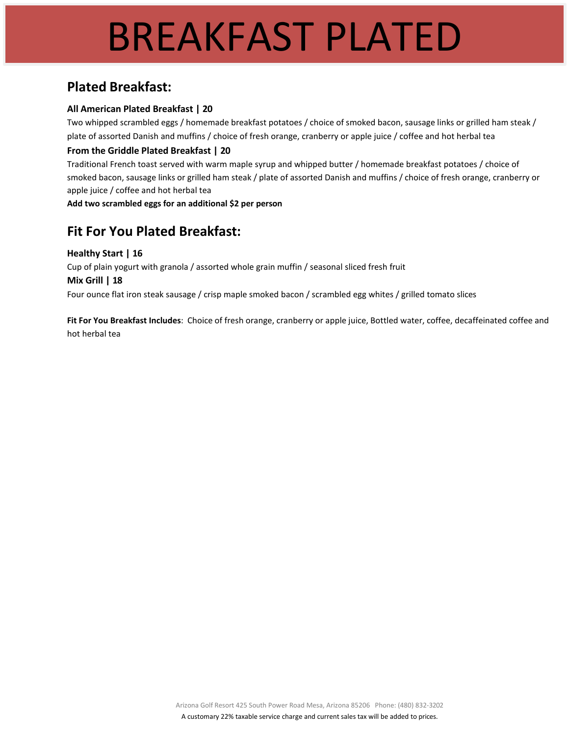# BREAKFAST PLATED

## Plated Breakfast:

**All American Plated Breakfast | 20**

Two whipped scrambled eggs / homemade breakfast potatoes / choice of smoked bacon, sausage links or grilled ham steak / plate of assorted Danish and muffins / choice of fresh orange, cranberry or apple juice / coffee and hot herbal tea

**From the Griddle Plated Breakfast | 20**

Traditional French toast served with warm maple syrup and whipped butter / homemade breakfast potatoes / choice of smoked bacon, sausage links or grilled ham steak / plate of assorted Danish and muffins / choice of fresh orange, cranberry or apple juice / coffee and hot herbal tea

**Add two scrambled eggs for an additional $2 per person**

## Fit For You Plated Breakfast:

**Healthy Start | 16**

Cup of plain yogurt with granola / assorted whole grain muffin / seasonal sliced fresh fruit

**Mix Grill | 18**

Four ounce flat iron steak sausage / crisp maple smoked bacon / scrambled egg whites / grilled tomato slices

**Fit For You Breakfast Includes**: Choice of fresh orange, cranberry or apple juice, Bottled water, coffee, decaffeinated coffee and hot herbal tea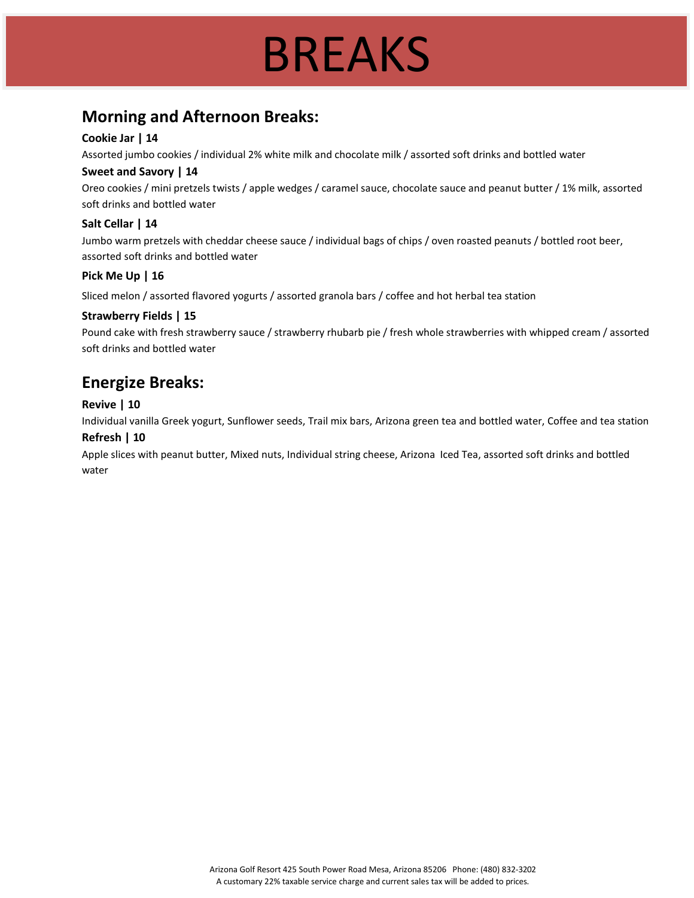# BREAKS

## Morning and Afternoon Breaks:

**Cookie Jar | 14**

Assorted jumbo cookies / individual 2% white milk and chocolate milk / assorted soft drinks and bottled water

**Sweet and Savory | 14**

Oreo cookies / mini pretzels twists / apple wedges / caramel sauce, chocolate sauce and peanut butter / 1% milk, assorted soft drinks and bottled water

**Salt Cellar | 14**

Jumbo warm pretzels with cheddar cheese sauce / individual bags of chips / oven roasted peanuts / bottled root beer, assorted soft drinks and bottled water

**Pick Me Up | 16**

Sliced melon / assorted flavored yogurts / assorted granola bars / coffee and hot herbal tea station

**Strawberry Fields | 15**

Pound cake with fresh strawberry sauce / strawberry rhubarb pie / fresh whole strawberries with whipped cream / assorted soft drinks and bottled water

## Energize Breaks:

**Revive | 10**

Individual vanilla Greek yogurt, Sunflower seeds, Trail mix bars, Arizona green tea and bottled water, Coffee and tea station

**Refresh | 10**

Apple slices with peanut butter, Mixed nuts, Individual string cheese, Arizona Iced Tea, assorted soft drinks and bottled water

Arizona Golf Resort 425 South Power Road Mesa, Arizona 85206 Phone: (480) 832-3202
A customary 22% taxable service charge and current sales tax will be added to prices.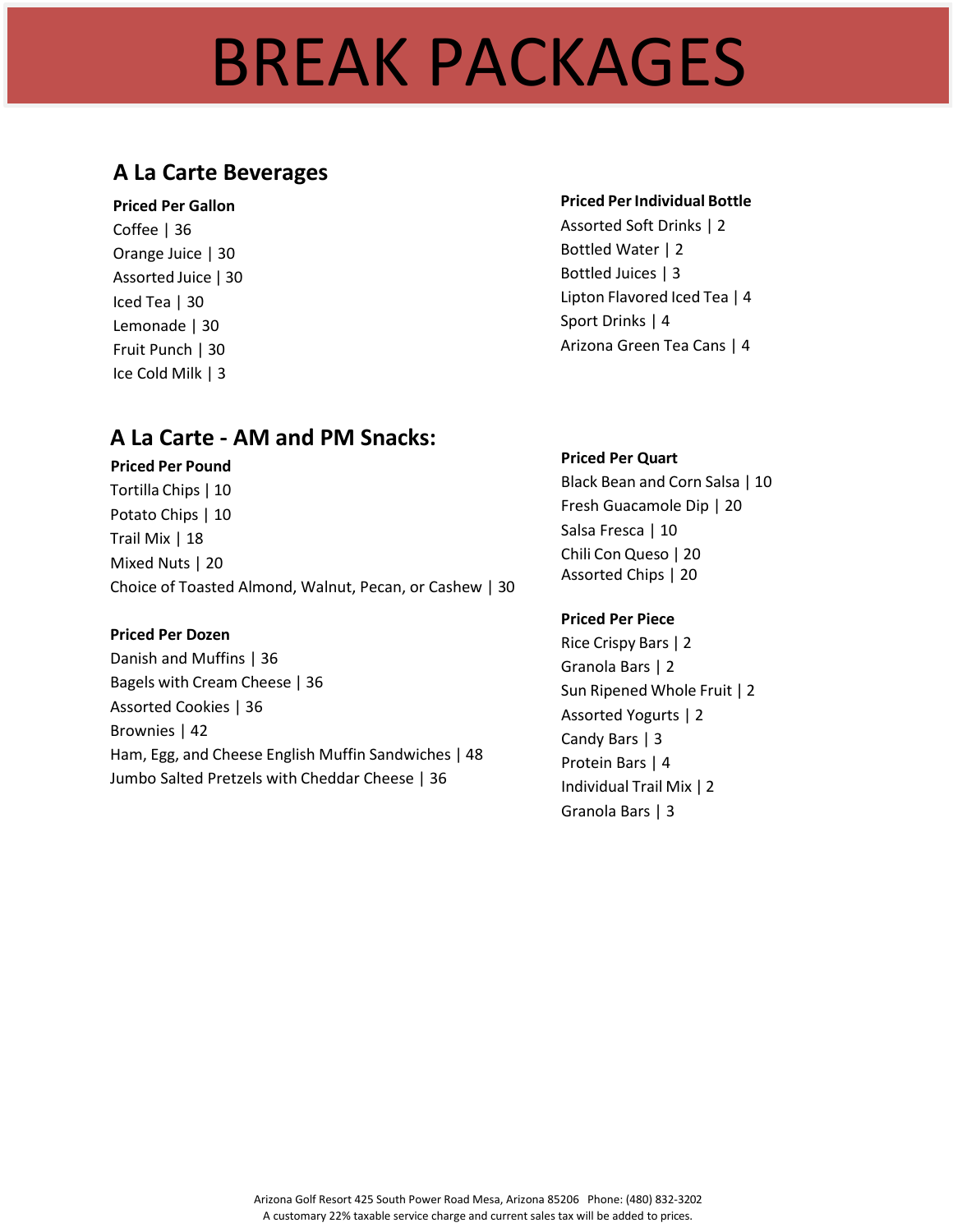# BREAK PACKAGES

## A La Carte Beverages

**Priced Per Gallon**

Coffee | 36
Orange Juice | 30
Assorted Juice | 30
Iced Tea | 30
Lemonade | 30
Fruit Punch | 30
Ice Cold Milk | 3

**Priced Per Individual Bottle**

Assorted Soft Drinks | 2
Bottled Water | 2
Bottled Juices | 3
Lipton Flavored Iced Tea | 4
Sport Drinks | 4
Arizona Green Tea Cans | 4

## A La Carte - AM and PM Snacks:

**Priced Per Pound**

Tortilla Chips | 10
Potato Chips | 10
Trail Mix | 18
Mixed Nuts | 20
Choice of Toasted Almond, Walnut, Pecan, or Cashew | 30

**Priced Per Dozen**

Danish and Muffins | 36
Bagels with Cream Cheese | 36
Assorted Cookies | 36
Brownies | 42
Ham, Egg, and Cheese English Muffin Sandwiches | 48
Jumbo Salted Pretzels with Cheddar Cheese | 36

**Priced Per Quart**

Black Bean and Corn Salsa | 10
Fresh Guacamole Dip | 20
Salsa Fresca | 10
Chili Con Queso | 20
Assorted Chips | 20

**Priced Per Piece**

Rice Crispy Bars | 2
Granola Bars | 2
Sun Ripened Whole Fruit | 2
Assorted Yogurts | 2
Candy Bars | 3
Protein Bars | 4
Individual Trail Mix | 2
Granola Bars | 3

Arizona Golf Resort 425 South Power Road Mesa, Arizona 85206 Phone: (480) 832-3202
A customary 22% taxable service charge and current sales tax will be added to prices.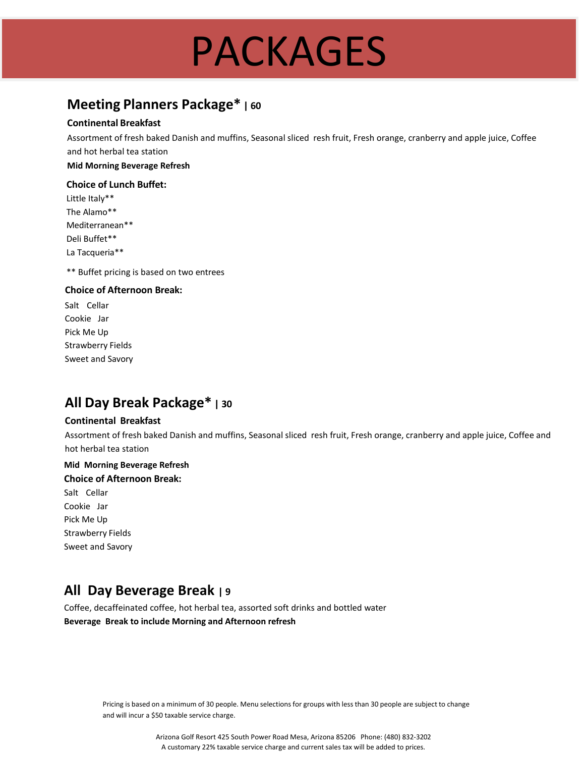# PACKAGES

## Meeting Planners Package* | 60

**Continental Breakfast**

Assortment of fresh baked Danish and muffins, Seasonal sliced resh fruit, Fresh orange, cranberry and apple juice, Coffee and hot herbal tea station

**Mid Morning Beverage Refresh**

**Choice of Lunch Buffet:**

Little Italy**
The Alamo**
Mediterranean**
Deli Buffet**
La Tacqueria**

** Buffet pricing is based on two entrees

**Choice of Afternoon Break:**

Salt Cellar
Cookie Jar
Pick Me Up
Strawberry Fields
Sweet and Savory

## All Day Break Package* | 30

**Continental Breakfast**

Assortment of fresh baked Danish and muffins, Seasonal sliced resh fruit, Fresh orange, cranberry and apple juice, Coffee and hot herbal tea station

**Mid Morning Beverage Refresh**

**Choice of Afternoon Break:**

Salt Cellar
Cookie Jar
Pick Me Up
Strawberry Fields
Sweet and Savory

## All Day Beverage Break | 9

Coffee, decaffeinated coffee, hot herbal tea, assorted soft drinks and bottled water

**Beverage Break to include Morning and Afternoon refresh**

Pricing is based on a minimum of 30 people. Menu selections for groups with less than 30 people are subject to change and will incur a $50 taxable service charge.

Arizona Golf Resort 425 South Power Road Mesa, Arizona 85206 Phone: (480) 832-3202
A customary 22% taxable service charge and current sales tax will be added to prices.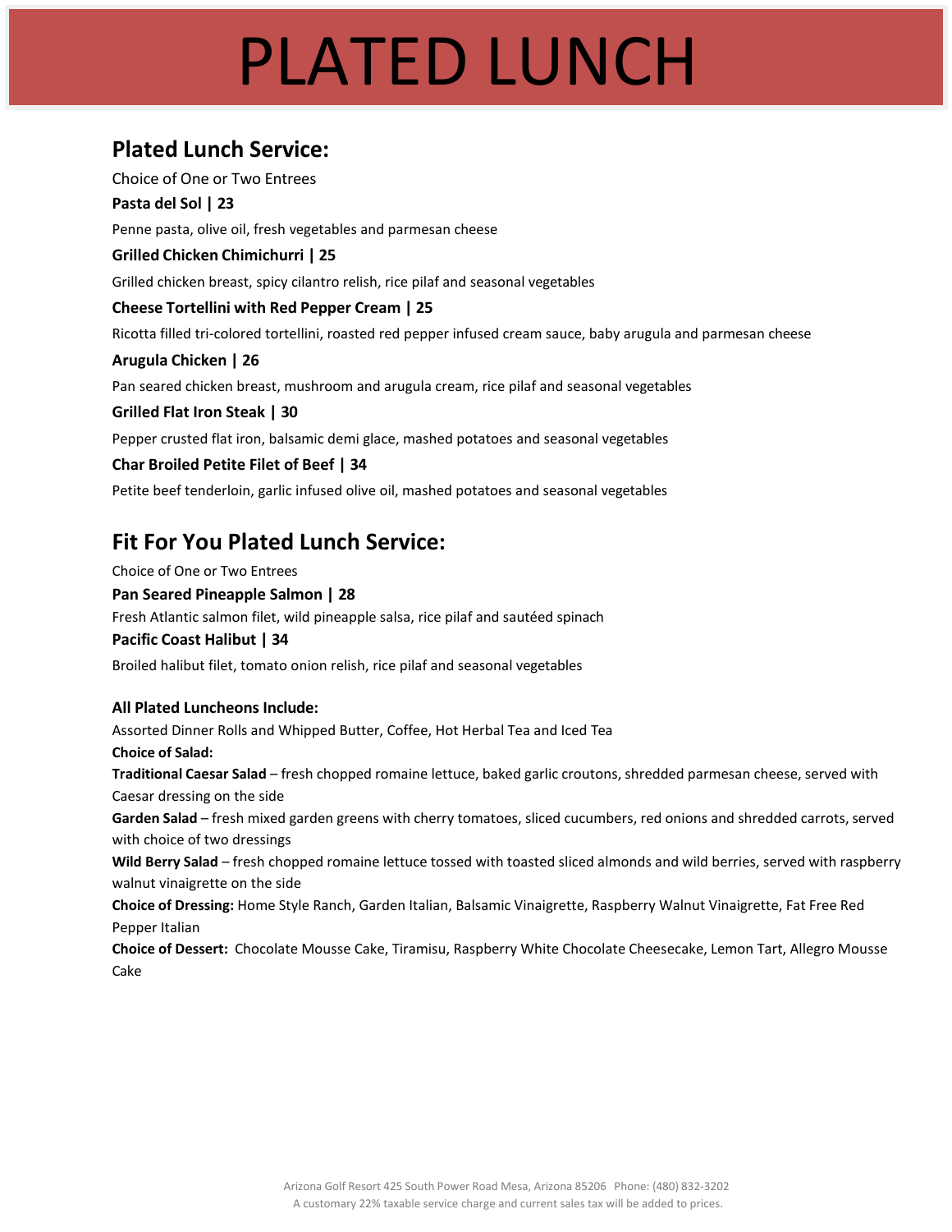# PLATED LUNCH

## Plated Lunch Service:

Choice of One or Two Entrees

**Pasta del Sol | 23**

Penne pasta, olive oil, fresh vegetables and parmesan cheese

**Grilled Chicken Chimichurri | 25**

Grilled chicken breast, spicy cilantro relish, rice pilaf and seasonal vegetables

**Cheese Tortellini with Red Pepper Cream | 25**

Ricotta filled tri-colored tortellini, roasted red pepper infused cream sauce, baby arugula and parmesan cheese

**Arugula Chicken | 26**

Pan seared chicken breast, mushroom and arugula cream, rice pilaf and seasonal vegetables

**Grilled Flat Iron Steak | 30**

Pepper crusted flat iron, balsamic demi glace, mashed potatoes and seasonal vegetables

**Char Broiled Petite Filet of Beef | 34**

Petite beef tenderloin, garlic infused olive oil, mashed potatoes and seasonal vegetables

## Fit For You Plated Lunch Service:

Choice of One or Two Entrees

**Pan Seared Pineapple Salmon | 28**

Fresh Atlantic salmon filet, wild pineapple salsa, rice pilaf and sautéed spinach

**Pacific Coast Halibut | 34**

Broiled halibut filet, tomato onion relish, rice pilaf and seasonal vegetables

**All Plated Luncheons Include:**

Assorted Dinner Rolls and Whipped Butter, Coffee, Hot Herbal Tea and Iced Tea

**Choice of Salad:**

**Traditional Caesar Salad** – fresh chopped romaine lettuce, baked garlic croutons, shredded parmesan cheese, served with Caesar dressing on the side

**Garden Salad** – fresh mixed garden greens with cherry tomatoes, sliced cucumbers, red onions and shredded carrots, served with choice of two dressings

**Wild Berry Salad** – fresh chopped romaine lettuce tossed with toasted sliced almonds and wild berries, served with raspberry walnut vinaigrette on the side

**Choice of Dressing:** Home Style Ranch, Garden Italian, Balsamic Vinaigrette, Raspberry Walnut Vinaigrette, Fat Free Red Pepper Italian

**Choice of Dessert:** Chocolate Mousse Cake, Tiramisu, Raspberry White Chocolate Cheesecake, Lemon Tart, Allegro Mousse Cake

Arizona Golf Resort 425 South Power Road Mesa, Arizona 85206 Phone: (480) 832-3202
A customary 22% taxable service charge and current sales tax will be added to prices.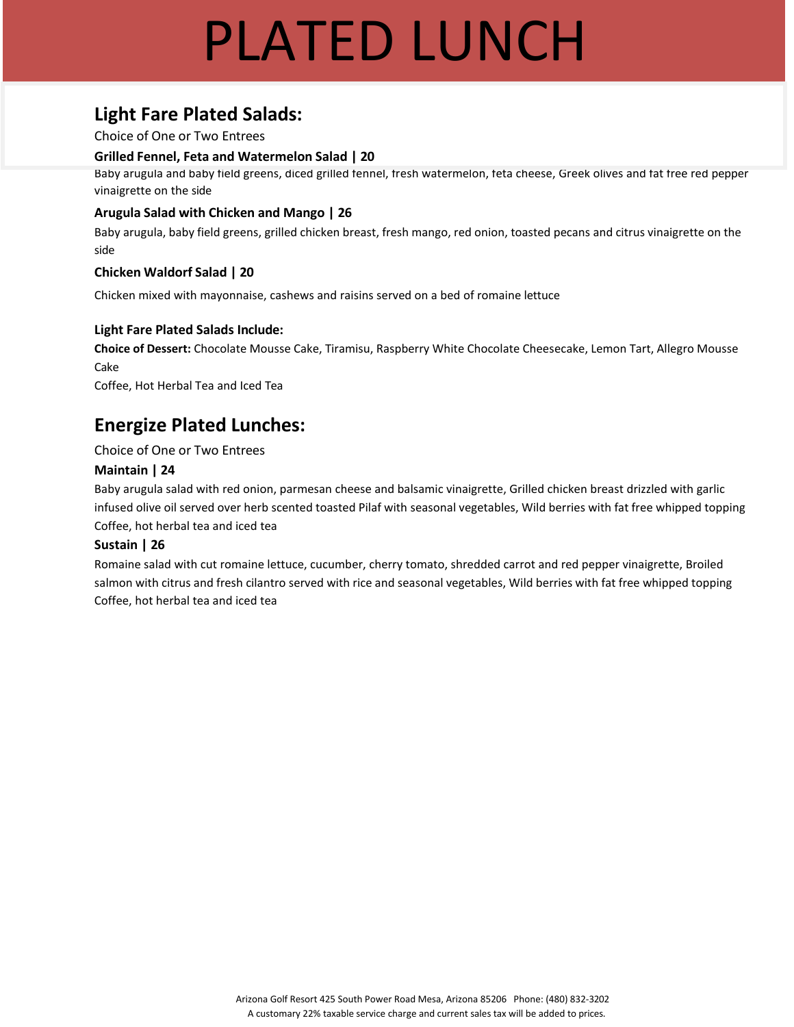# PLATED LUNCH

## Light Fare Plated Salads:

Choice of One or Two Entrees

**Grilled Fennel, Feta and Watermelon Salad | 20**

Baby arugula and baby field greens, diced grilled fennel, fresh watermelon, feta cheese, Greek olives and fat free red pepper vinaigrette on the side

**Arugula Salad with Chicken and Mango | 26**

Baby arugula, baby field greens, grilled chicken breast, fresh mango, red onion, toasted pecans and citrus vinaigrette on the side

**Chicken Waldorf Salad | 20**

Chicken mixed with mayonnaise, cashews and raisins served on a bed of romaine lettuce

**Light Fare Plated Salads Include:**

**Choice of Dessert:** Chocolate Mousse Cake, Tiramisu, Raspberry White Chocolate Cheesecake, Lemon Tart, Allegro Mousse Cake

Coffee, Hot Herbal Tea and Iced Tea

## Energize Plated Lunches:

Choice of One or Two Entrees

**Maintain | 24**

Baby arugula salad with red onion, parmesan cheese and balsamic vinaigrette, Grilled chicken breast drizzled with garlic infused olive oil served over herb scented toasted Pilaf with seasonal vegetables, Wild berries with fat free whipped topping

Coffee, hot herbal tea and iced tea

**Sustain | 26**

Romaine salad with cut romaine lettuce, cucumber, cherry tomato, shredded carrot and red pepper vinaigrette, Broiled salmon with citrus and fresh cilantro served with rice and seasonal vegetables, Wild berries with fat free whipped topping

Coffee, hot herbal tea and iced tea

Arizona Golf Resort 425 South Power Road Mesa, Arizona 85206 Phone: (480) 832-3202

A customary 22% taxable service charge and current sales tax will be added to prices.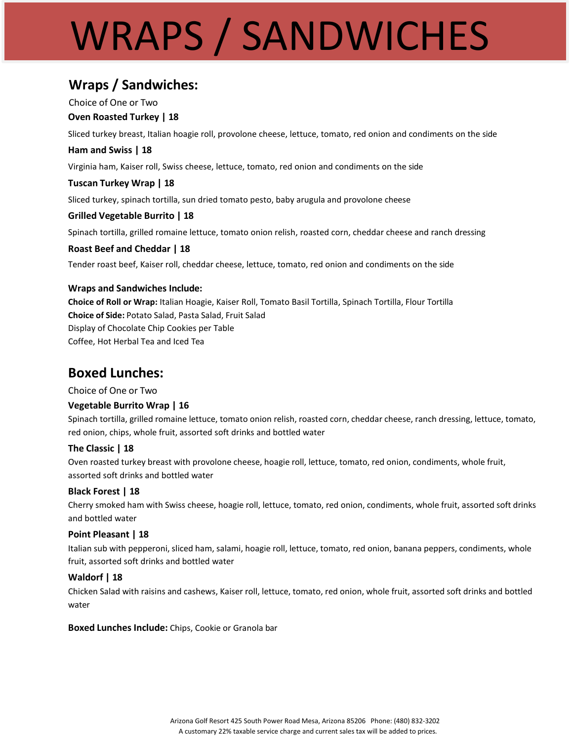# WRAPS / SANDWICHES

## Wraps / Sandwiches:

Choice of One or Two

**Oven Roasted Turkey | 18**

Sliced turkey breast, Italian hoagie roll, provolone cheese, lettuce, tomato, red onion and condiments on the side

**Ham and Swiss | 18**

Virginia ham, Kaiser roll, Swiss cheese, lettuce, tomato, red onion and condiments on the side

**Tuscan Turkey Wrap | 18**

Sliced turkey, spinach tortilla, sun dried tomato pesto, baby arugula and provolone cheese

**Grilled Vegetable Burrito | 18**

Spinach tortilla, grilled romaine lettuce, tomato onion relish, roasted corn, cheddar cheese and ranch dressing

**Roast Beef and Cheddar | 18**

Tender roast beef, Kaiser roll, cheddar cheese, lettuce, tomato, red onion and condiments on the side

**Wraps and Sandwiches Include:**

**Choice of Roll or Wrap:** Italian Hoagie, Kaiser Roll, Tomato Basil Tortilla, Spinach Tortilla, Flour Tortilla

**Choice of Side:** Potato Salad, Pasta Salad, Fruit Salad

Display of Chocolate Chip Cookies per Table

Coffee, Hot Herbal Tea and Iced Tea

## Boxed Lunches:

Choice of One or Two

**Vegetable Burrito Wrap | 16**

Spinach tortilla, grilled romaine lettuce, tomato onion relish, roasted corn, cheddar cheese, ranch dressing, lettuce, tomato, red onion, chips, whole fruit, assorted soft drinks and bottled water

**The Classic | 18**

Oven roasted turkey breast with provolone cheese, hoagie roll, lettuce, tomato, red onion, condiments, whole fruit, assorted soft drinks and bottled water

**Black Forest | 18**

Cherry smoked ham with Swiss cheese, hoagie roll, lettuce, tomato, red onion, condiments, whole fruit, assorted soft drinks and bottled water

**Point Pleasant | 18**

Italian sub with pepperoni, sliced ham, salami, hoagie roll, lettuce, tomato, red onion, banana peppers, condiments, whole fruit, assorted soft drinks and bottled water

**Waldorf | 18**

Chicken Salad with raisins and cashews, Kaiser roll, lettuce, tomato, red onion, whole fruit, assorted soft drinks and bottled water

**Boxed Lunches Include:** Chips, Cookie or Granola bar

Arizona Golf Resort 425 South Power Road Mesa, Arizona 85206 Phone: (480) 832-3202

A customary 22% taxable service charge and current sales tax will be added to prices.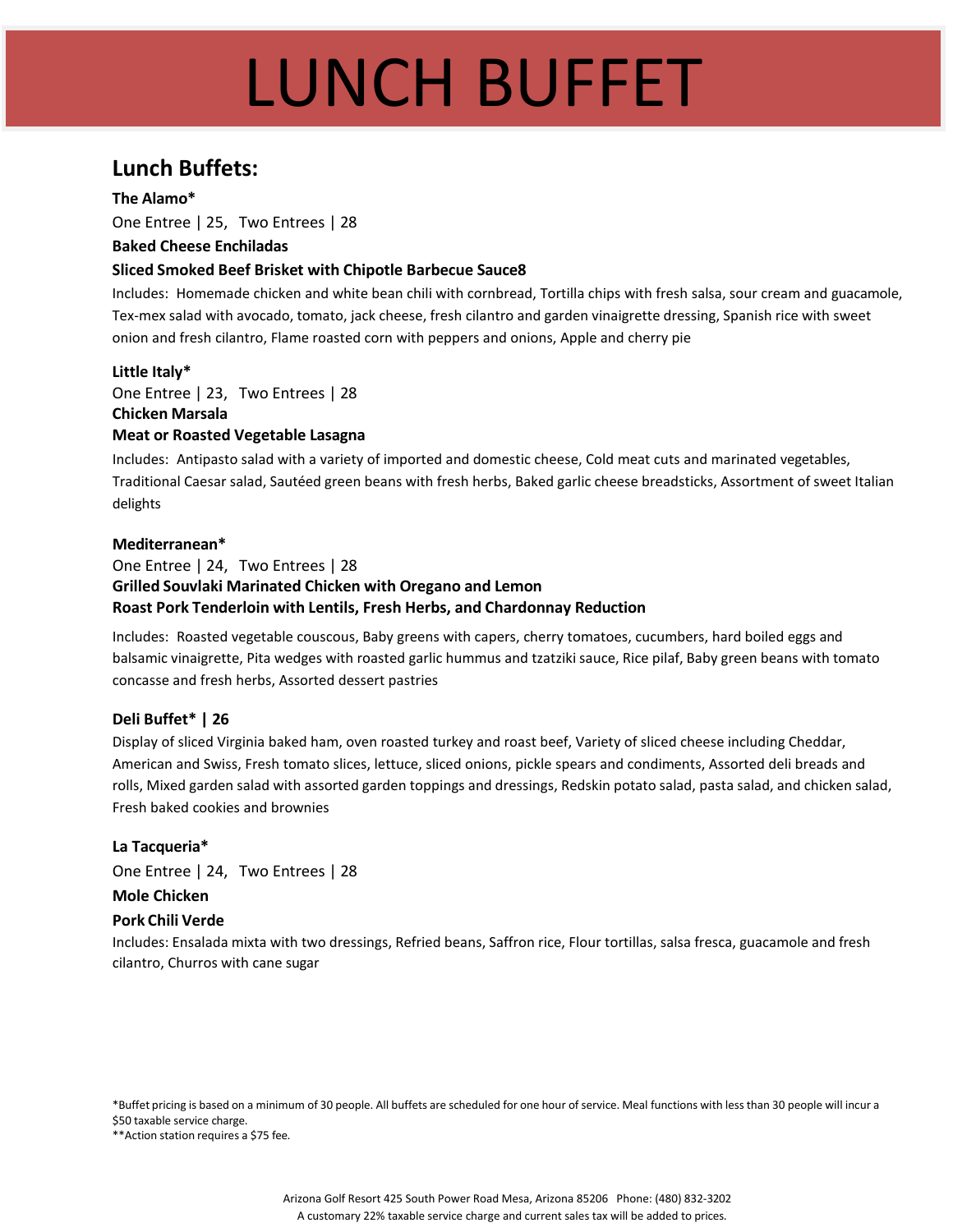# LUNCH BUFFET

## Lunch Buffets:

**The Alamo***

One Entree | 25,  Two Entrees | 28

**Baked Cheese Enchiladas**

**Sliced Smoked Beef Brisket with Chipotle Barbecue Sauce8**

Includes: Homemade chicken and white bean chili with cornbread, Tortilla chips with fresh salsa, sour cream and guacamole, Tex-mex salad with avocado, tomato, jack cheese, fresh cilantro and garden vinaigrette dressing, Spanish rice with sweet onion and fresh cilantro, Flame roasted corn with peppers and onions, Apple and cherry pie

**Little Italy***

One Entree | 23,  Two Entrees | 28

**Chicken Marsala**

**Meat or Roasted Vegetable Lasagna**

Includes: Antipasto salad with a variety of imported and domestic cheese, Cold meat cuts and marinated vegetables, Traditional Caesar salad, Sautéed green beans with fresh herbs, Baked garlic cheese breadsticks, Assortment of sweet Italian delights

**Mediterranean***

One Entree | 24,  Two Entrees | 28

**Grilled Souvlaki Marinated Chicken with Oregano and Lemon**

**Roast Pork Tenderloin with Lentils, Fresh Herbs, and Chardonnay Reduction**

Includes: Roasted vegetable couscous, Baby greens with capers, cherry tomatoes, cucumbers, hard boiled eggs and balsamic vinaigrette, Pita wedges with roasted garlic hummus and tzatziki sauce, Rice pilaf, Baby green beans with tomato concasse and fresh herbs, Assorted dessert pastries

**Deli Buffet* | 26**

Display of sliced Virginia baked ham, oven roasted turkey and roast beef, Variety of sliced cheese including Cheddar, American and Swiss, Fresh tomato slices, lettuce, sliced onions, pickle spears and condiments, Assorted deli breads and rolls, Mixed garden salad with assorted garden toppings and dressings, Redskin potato salad, pasta salad, and chicken salad, Fresh baked cookies and brownies

**La Tacqueria***

One Entree | 24,  Two Entrees | 28

**Mole Chicken**

**Pork Chili Verde**

Includes: Ensalada mixta with two dressings, Refried beans, Saffron rice, Flour tortillas, salsa fresca, guacamole and fresh cilantro, Churros with cane sugar

*Buffet pricing is based on a minimum of 30 people. All buffets are scheduled for one hour of service. Meal functions with less than 30 people will incur a $50 taxable service charge.

**Action station requires a $75 fee.

Arizona Golf Resort 425 South Power Road Mesa, Arizona 85206  Phone: (480) 832-3202

A customary 22% taxable service charge and current sales tax will be added to prices.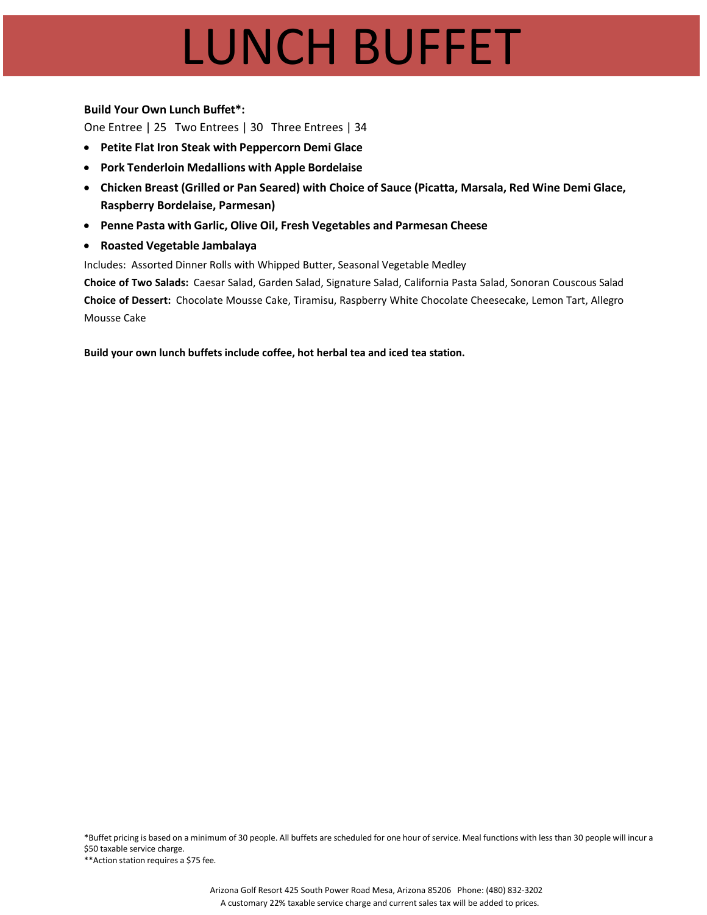# LUNCH BUFFET

**Build Your Own Lunch Buffet*:**

One Entree | 25 Two Entrees | 30 Three Entrees | 34

- **Petite Flat Iron Steak with Peppercorn Demi Glace**
- **Pork Tenderloin Medallions with Apple Bordelaise**
- **Chicken Breast (Grilled or Pan Seared) with Choice of Sauce (Picatta, Marsala, Red Wine Demi Glace, Raspberry Bordelaise, Parmesan)**
- **Penne Pasta with Garlic, Olive Oil, Fresh Vegetables and Parmesan Cheese**
- **Roasted Vegetable Jambalaya**

Includes: Assorted Dinner Rolls with Whipped Butter, Seasonal Vegetable Medley

**Choice of Two Salads:** Caesar Salad, Garden Salad, Signature Salad, California Pasta Salad, Sonoran Couscous Salad

**Choice of Dessert:** Chocolate Mousse Cake, Tiramisu, Raspberry White Chocolate Cheesecake, Lemon Tart, Allegro Mousse Cake

**Build your own lunch buffets include coffee, hot herbal tea and iced tea station.**

*Buffet pricing is based on a minimum of 30 people. All buffets are scheduled for one hour of service. Meal functions with less than 30 people will incur a $50 taxable service charge.

**Action station requires a $75 fee.

Arizona Golf Resort 425 South Power Road Mesa, Arizona 85206 Phone: (480) 832-3202

A customary 22% taxable service charge and current sales tax will be added to prices.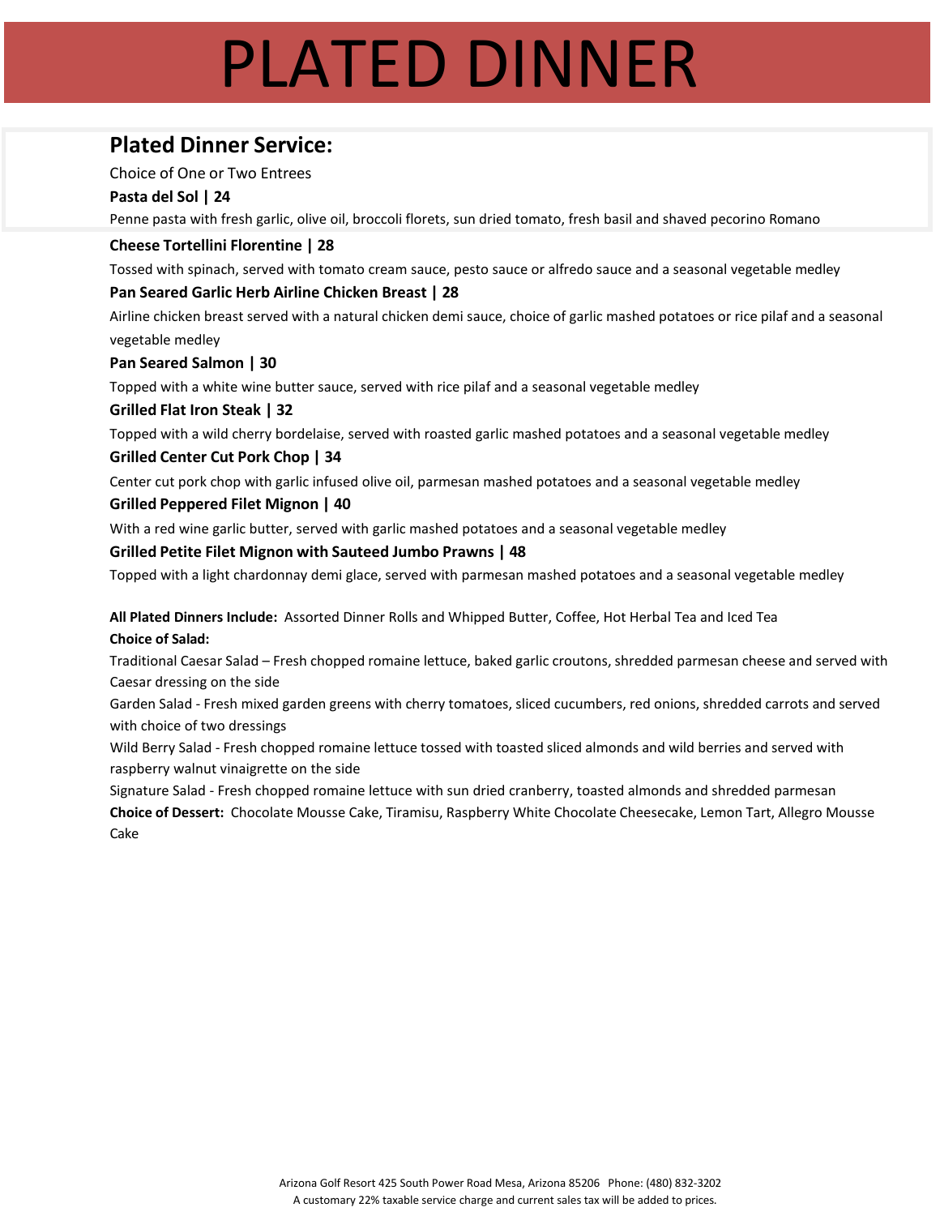# PLATED DINNER

## Plated Dinner Service:

Choice of One or Two Entrees

**Pasta del Sol | 24**

Penne pasta with fresh garlic, olive oil, broccoli florets, sun dried tomato, fresh basil and shaved pecorino Romano

**Cheese Tortellini Florentine | 28**

Tossed with spinach, served with tomato cream sauce, pesto sauce or alfredo sauce and a seasonal vegetable medley

**Pan Seared Garlic Herb Airline Chicken Breast | 28**

Airline chicken breast served with a natural chicken demi sauce, choice of garlic mashed potatoes or rice pilaf and a seasonal vegetable medley

**Pan Seared Salmon | 30**

Topped with a white wine butter sauce, served with rice pilaf and a seasonal vegetable medley

**Grilled Flat Iron Steak | 32**

Topped with a wild cherry bordelaise, served with roasted garlic mashed potatoes and a seasonal vegetable medley

**Grilled Center Cut Pork Chop | 34**

Center cut pork chop with garlic infused olive oil, parmesan mashed potatoes and a seasonal vegetable medley

**Grilled Peppered Filet Mignon | 40**

With a red wine garlic butter, served with garlic mashed potatoes and a seasonal vegetable medley

**Grilled Petite Filet Mignon with Sauteed Jumbo Prawns | 48**

Topped with a light chardonnay demi glace, served with parmesan mashed potatoes and a seasonal vegetable medley

**All Plated Dinners Include:** Assorted Dinner Rolls and Whipped Butter, Coffee, Hot Herbal Tea and Iced Tea

**Choice of Salad:**

Traditional Caesar Salad – Fresh chopped romaine lettuce, baked garlic croutons, shredded parmesan cheese and served with Caesar dressing on the side

Garden Salad - Fresh mixed garden greens with cherry tomatoes, sliced cucumbers, red onions, shredded carrots and served with choice of two dressings

Wild Berry Salad - Fresh chopped romaine lettuce tossed with toasted sliced almonds and wild berries and served with raspberry walnut vinaigrette on the side

Signature Salad - Fresh chopped romaine lettuce with sun dried cranberry, toasted almonds and shredded parmesan

**Choice of Dessert:** Chocolate Mousse Cake, Tiramisu, Raspberry White Chocolate Cheesecake, Lemon Tart, Allegro Mousse Cake

Arizona Golf Resort 425 South Power Road Mesa, Arizona 85206 Phone: (480) 832-3202

A customary 22% taxable service charge and current sales tax will be added to prices.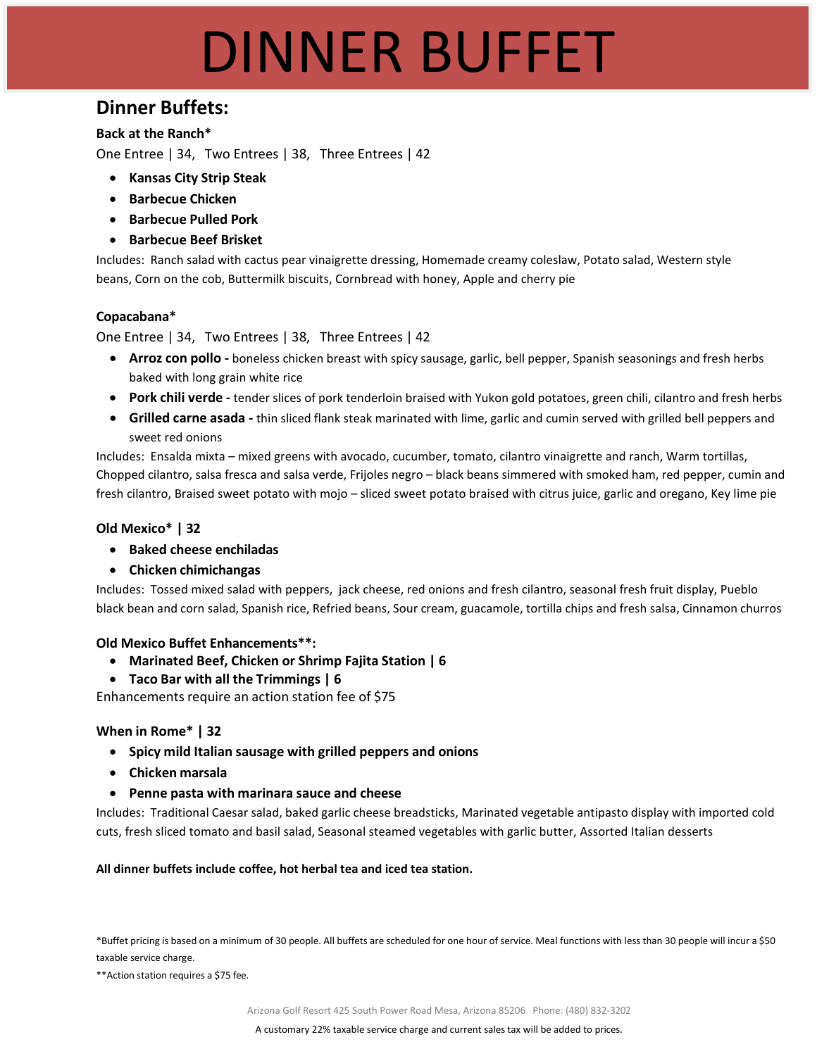# DINNER BUFFET

## Dinner Buffets:

**Back at the Ranch***

One Entree | 34,   Two Entrees | 38,   Three Entrees | 42

- **Kansas City Strip Steak**
- **Barbecue Chicken**
- **Barbecue Pulled Pork**
- **Barbecue Beef Brisket**

Includes:  Ranch salad with cactus pear vinaigrette dressing, Homemade creamy coleslaw, Potato salad, Western style beans, Corn on the cob, Buttermilk biscuits, Cornbread with honey, Apple and cherry pie

**Copacabana***

One Entree | 34,   Two Entrees | 38,   Three Entrees | 42

- **Arroz con pollo -** boneless chicken breast with spicy sausage, garlic, bell pepper, Spanish seasonings and fresh herbs baked with long grain white rice
- **Pork chili verde -** tender slices of pork tenderloin braised with Yukon gold potatoes, green chili, cilantro and fresh herbs
- **Grilled carne asada -** thin sliced flank steak marinated with lime, garlic and cumin served with grilled bell peppers and sweet red onions

Includes:  Ensalda mixta – mixed greens with avocado, cucumber, tomato, cilantro vinaigrette and ranch, Warm tortillas, Chopped cilantro, salsa fresca and salsa verde, Frijoles negro – black beans simmered with smoked ham, red pepper, cumin and fresh cilantro, Braised sweet potato with mojo – sliced sweet potato braised with citrus juice, garlic and oregano, Key lime pie

**Old Mexico* | 32**

- **Baked cheese enchiladas**
- **Chicken chimichangas**

Includes:  Tossed mixed salad with peppers,  jack cheese, red onions and fresh cilantro, seasonal fresh fruit display, Pueblo black bean and corn salad, Spanish rice, Refried beans, Sour cream, guacamole, tortilla chips and fresh salsa, Cinnamon churros

**Old Mexico Buffet Enhancements**:**

- **Marinated Beef, Chicken or Shrimp Fajita Station | 6**
- **Taco Bar with all the Trimmings | 6**

Enhancements require an action station fee of $75

**When in Rome* | 32**

- **Spicy mild Italian sausage with grilled peppers and onions**
- **Chicken marsala**
- **Penne pasta with marinara sauce and cheese**

Includes:  Traditional Caesar salad, baked garlic cheese breadsticks, Marinated vegetable antipasto display with imported cold cuts, fresh sliced tomato and basil salad, Seasonal steamed vegetables with garlic butter, Assorted Italian desserts

**All dinner buffets include coffee, hot herbal tea and iced tea station.**

*Buffet pricing is based on a minimum of 30 people. All buffets are scheduled for one hour of service. Meal functions with less than 30 people will incur a $50 taxable service charge.

**Action station requires a $75 fee.

Arizona Golf Resort 425 South Power Road Mesa, Arizona 85206   Phone: (480) 832-3202

A customary 22% taxable service charge and current sales tax will be added to prices.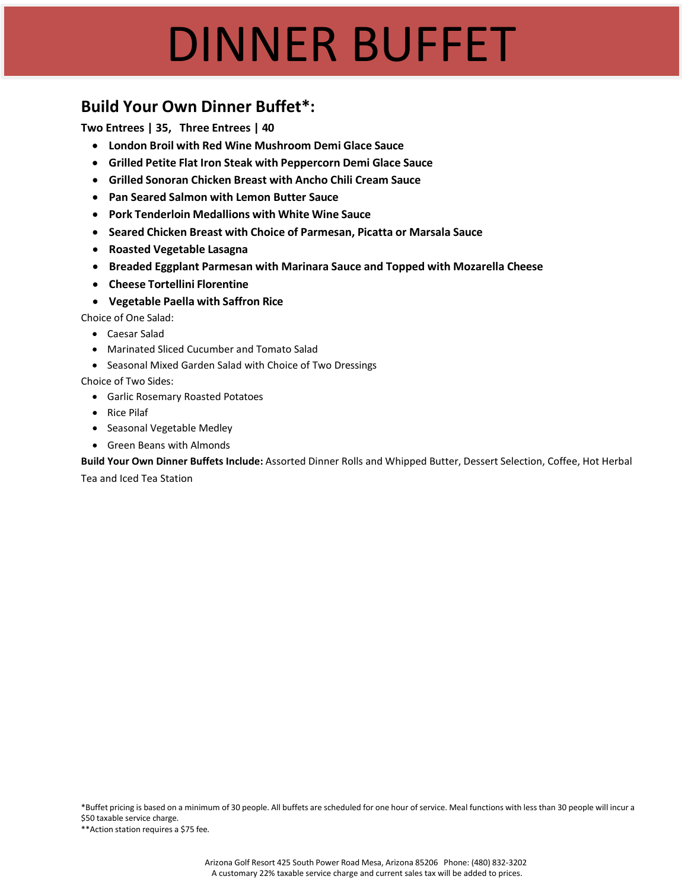# DINNER BUFFET

## Build Your Own Dinner Buffet*:

**Two Entrees | 35,  Three Entrees | 40**

- **London Broil with Red Wine Mushroom Demi Glace Sauce**
- **Grilled Petite Flat Iron Steak with Peppercorn Demi Glace Sauce**
- **Grilled Sonoran Chicken Breast with Ancho Chili Cream Sauce**
- **Pan Seared Salmon with Lemon Butter Sauce**
- **Pork Tenderloin Medallions with White Wine Sauce**
- **Seared Chicken Breast with Choice of Parmesan, Picatta or Marsala Sauce**
- **Roasted Vegetable Lasagna**
- **Breaded Eggplant Parmesan with Marinara Sauce and Topped with Mozarella Cheese**
- **Cheese Tortellini Florentine**
- **Vegetable Paella with Saffron Rice**

Choice of One Salad:

- Caesar Salad
- Marinated Sliced Cucumber and Tomato Salad
- Seasonal Mixed Garden Salad with Choice of Two Dressings

Choice of Two Sides:

- Garlic Rosemary Roasted Potatoes
- Rice Pilaf
- Seasonal Vegetable Medley
- Green Beans with Almonds

**Build Your Own Dinner Buffets Include:** Assorted Dinner Rolls and Whipped Butter, Dessert Selection, Coffee, Hot Herbal Tea and Iced Tea Station

*Buffet pricing is based on a minimum of 30 people. All buffets are scheduled for one hour of service. Meal functions with less than 30 people will incur a $50 taxable service charge.
**Action station requires a $75 fee.

Arizona Golf Resort 425 South Power Road Mesa, Arizona 85206 Phone: (480) 832-3202
A customary 22% taxable service charge and current sales tax will be added to prices.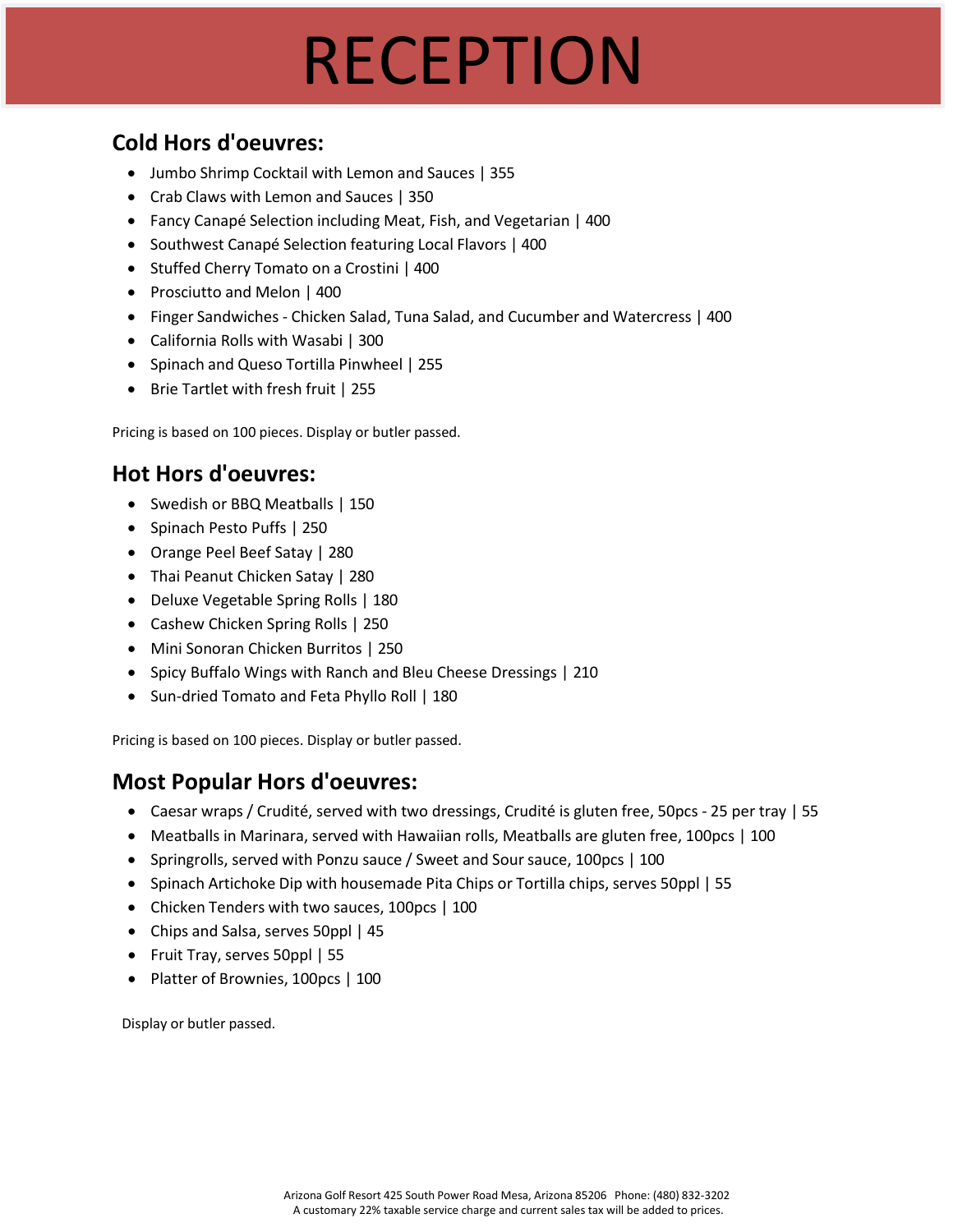# RECEPTION

## Cold Hors d'oeuvres:

- Jumbo Shrimp Cocktail with Lemon and Sauces | 355
- Crab Claws with Lemon and Sauces | 350
- Fancy Canapé Selection including Meat, Fish, and Vegetarian | 400
- Southwest Canapé Selection featuring Local Flavors | 400
- Stuffed Cherry Tomato on a Crostini | 400
- Prosciutto and Melon | 400
- Finger Sandwiches - Chicken Salad, Tuna Salad, and Cucumber and Watercress | 400
- California Rolls with Wasabi | 300
- Spinach and Queso Tortilla Pinwheel | 255
- Brie Tartlet with fresh fruit | 255

Pricing is based on 100 pieces. Display or butler passed.

## Hot Hors d'oeuvres:

- Swedish or BBQ Meatballs | 150
- Spinach Pesto Puffs | 250
- Orange Peel Beef Satay | 280
- Thai Peanut Chicken Satay | 280
- Deluxe Vegetable Spring Rolls | 180
- Cashew Chicken Spring Rolls | 250
- Mini Sonoran Chicken Burritos | 250
- Spicy Buffalo Wings with Ranch and Bleu Cheese Dressings | 210
- Sun-dried Tomato and Feta Phyllo Roll | 180

Pricing is based on 100 pieces. Display or butler passed.

## Most Popular Hors d'oeuvres:

- Caesar wraps / Crudité, served with two dressings, Crudité is gluten free, 50pcs - 25 per tray | 55
- Meatballs in Marinara, served with Hawaiian rolls, Meatballs are gluten free, 100pcs | 100
- Springrolls, served with Ponzu sauce / Sweet and Sour sauce, 100pcs | 100
- Spinach Artichoke Dip with housemade Pita Chips or Tortilla chips, serves 50ppl | 55
- Chicken Tenders with two sauces, 100pcs | 100
- Chips and Salsa, serves 50ppl | 45
- Fruit Tray, serves 50ppl | 55
- Platter of Brownies, 100pcs | 100

Display or butler passed.

Arizona Golf Resort 425 South Power Road Mesa, Arizona 85206 Phone: (480) 832-3202
A customary 22% taxable service charge and current sales tax will be added to prices.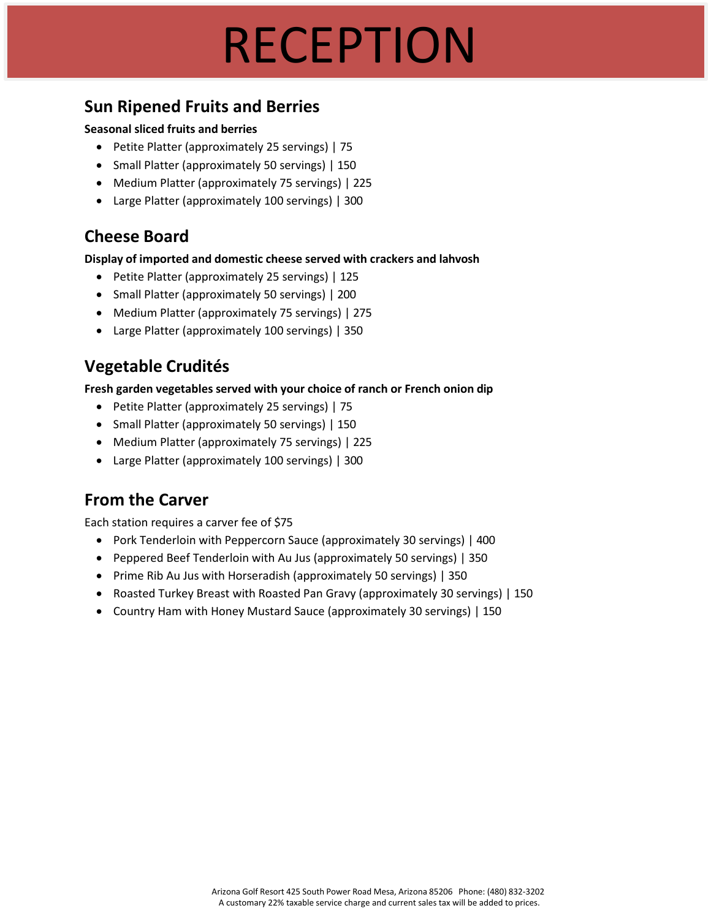# RECEPTION

## Sun Ripened Fruits and Berries

**Seasonal sliced fruits and berries**

- Petite Platter (approximately 25 servings) | 75
- Small Platter (approximately 50 servings) | 150
- Medium Platter (approximately 75 servings) | 225
- Large Platter (approximately 100 servings) | 300

## Cheese Board

**Display of imported and domestic cheese served with crackers and lahvosh**

- Petite Platter (approximately 25 servings) | 125
- Small Platter (approximately 50 servings) | 200
- Medium Platter (approximately 75 servings) | 275
- Large Platter (approximately 100 servings) | 350

## Vegetable Crudités

**Fresh garden vegetables served with your choice of ranch or French onion dip**

- Petite Platter (approximately 25 servings) | 75
- Small Platter (approximately 50 servings) | 150
- Medium Platter (approximately 75 servings) | 225
- Large Platter (approximately 100 servings) | 300

## From the Carver

Each station requires a carver fee of $75

- Pork Tenderloin with Peppercorn Sauce (approximately 30 servings) | 400
- Peppered Beef Tenderloin with Au Jus (approximately 50 servings) | 350
- Prime Rib Au Jus with Horseradish (approximately 50 servings) | 350
- Roasted Turkey Breast with Roasted Pan Gravy (approximately 30 servings) | 150
- Country Ham with Honey Mustard Sauce (approximately 30 servings) | 150

Arizona Golf Resort 425 South Power Road Mesa, Arizona 85206 Phone: (480) 832-3202
A customary 22% taxable service charge and current sales tax will be added to prices.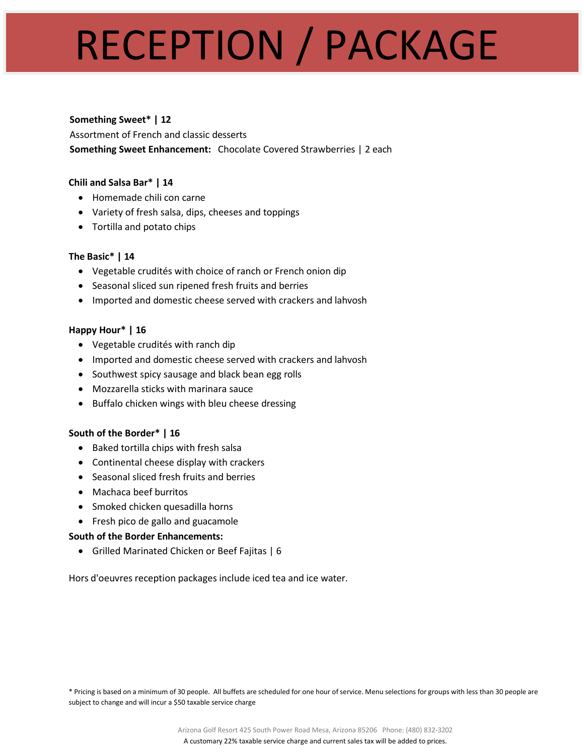# RECEPTION / PACKAGE

**Something Sweet* | 12**

Assortment of French and classic desserts

**Something Sweet Enhancement:** Chocolate Covered Strawberries | 2 each

**Chili and Salsa Bar* | 14**

- Homemade chili con carne
- Variety of fresh salsa, dips, cheeses and toppings
- Tortilla and potato chips

**The Basic* | 14**

- Vegetable crudités with choice of ranch or French onion dip
- Seasonal sliced sun ripened fresh fruits and berries
- Imported and domestic cheese served with crackers and lahvosh

**Happy Hour* | 16**

- Vegetable crudités with ranch dip
- Imported and domestic cheese served with crackers and lahvosh
- Southwest spicy sausage and black bean egg rolls
- Mozzarella sticks with marinara sauce
- Buffalo chicken wings with bleu cheese dressing

**South of the Border* | 16**

- Baked tortilla chips with fresh salsa
- Continental cheese display with crackers
- Seasonal sliced fresh fruits and berries
- Machaca beef burritos
- Smoked chicken quesadilla horns
- Fresh pico de gallo and guacamole

**South of the Border Enhancements:**

- Grilled Marinated Chicken or Beef Fajitas | 6

Hors d'oeuvres reception packages include iced tea and ice water.

* Pricing is based on a minimum of 30 people. All buffets are scheduled for one hour of service. Menu selections for groups with less than 30 people are subject to change and will incur a $50 taxable service charge

Arizona Golf Resort 425 South Power Road Mesa, Arizona 85206 Phone: (480) 832-3202

A customary 22% taxable service charge and current sales tax will be added to prices.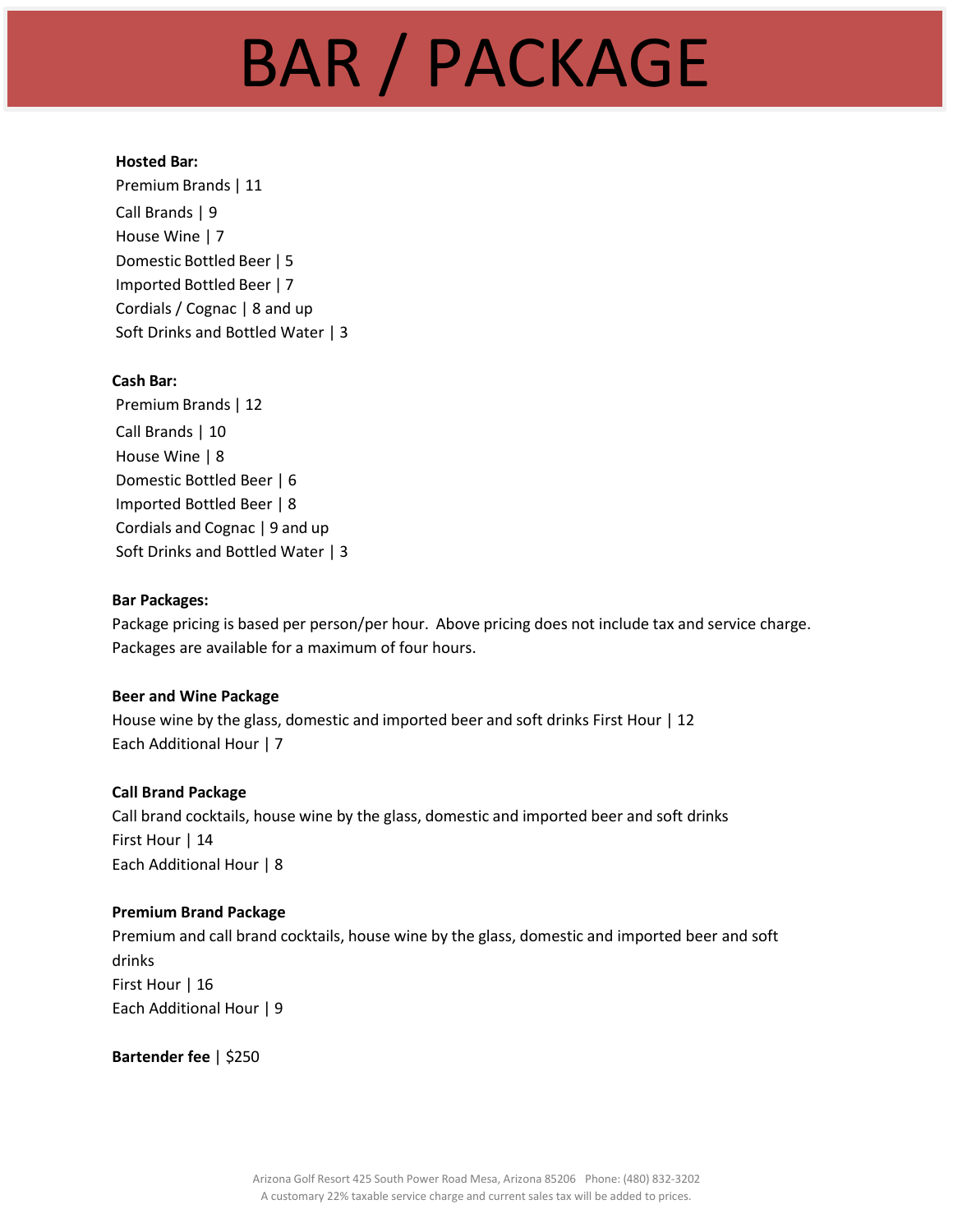# BAR / PACKAGE

**Hosted Bar:**

Premium Brands | 11
Call Brands | 9
House Wine | 7
Domestic Bottled Beer | 5
Imported Bottled Beer | 7
Cordials / Cognac | 8 and up
Soft Drinks and Bottled Water | 3

**Cash Bar:**

Premium Brands | 12
Call Brands | 10
House Wine | 8
Domestic Bottled Beer | 6
Imported Bottled Beer | 8
Cordials and Cognac | 9 and up
Soft Drinks and Bottled Water | 3

**Bar Packages:**

Package pricing is based per person/per hour. Above pricing does not include tax and service charge. Packages are available for a maximum of four hours.

**Beer and Wine Package**

House wine by the glass, domestic and imported beer and soft drinks First Hour | 12
Each Additional Hour | 7

**Call Brand Package**

Call brand cocktails, house wine by the glass, domestic and imported beer and soft drinks
First Hour | 14
Each Additional Hour | 8

**Premium Brand Package**

Premium and call brand cocktails, house wine by the glass, domestic and imported beer and soft drinks
First Hour | 16
Each Additional Hour | 9

**Bartender fee** | $250

Arizona Golf Resort 425 South Power Road Mesa, Arizona 85206 Phone: (480) 832-3202
A customary 22% taxable service charge and current sales tax will be added to prices.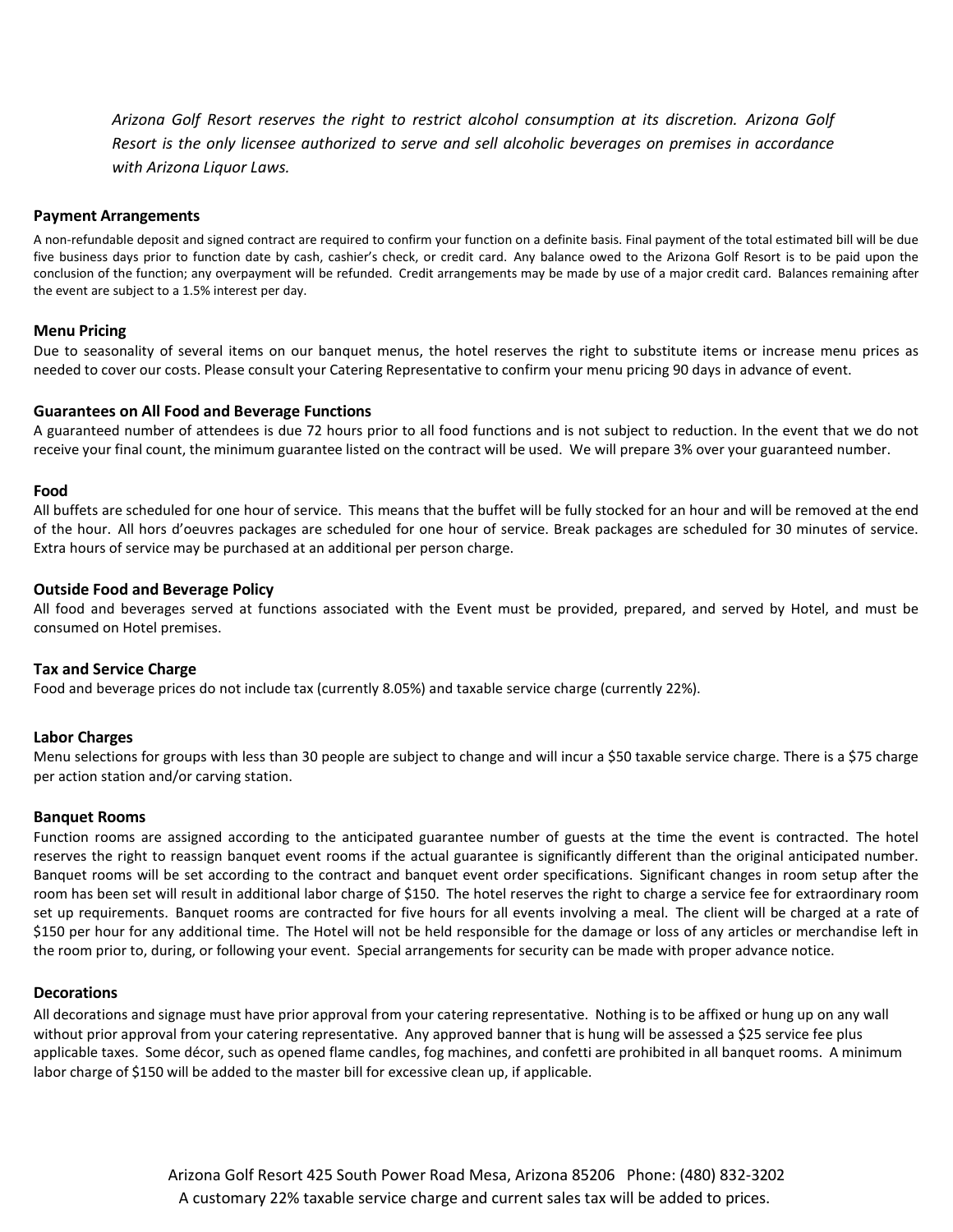*Arizona Golf Resort reserves the right to restrict alcohol consumption at its discretion. Arizona Golf Resort is the only licensee authorized to serve and sell alcoholic beverages on premises in accordance with Arizona Liquor Laws.*

**Payment Arrangements**

A non-refundable deposit and signed contract are required to confirm your function on a definite basis. Final payment of the total estimated bill will be due five business days prior to function date by cash, cashier's check, or credit card. Any balance owed to the Arizona Golf Resort is to be paid upon the conclusion of the function; any overpayment will be refunded. Credit arrangements may be made by use of a major credit card. Balances remaining after the event are subject to a 1.5% interest per day.

**Menu Pricing**

Due to seasonality of several items on our banquet menus, the hotel reserves the right to substitute items or increase menu prices as needed to cover our costs. Please consult your Catering Representative to confirm your menu pricing 90 days in advance of event.

**Guarantees on All Food and Beverage Functions**

A guaranteed number of attendees is due 72 hours prior to all food functions and is not subject to reduction. In the event that we do not receive your final count, the minimum guarantee listed on the contract will be used. We will prepare 3% over your guaranteed number.

**Food**

All buffets are scheduled for one hour of service. This means that the buffet will be fully stocked for an hour and will be removed at the end of the hour. All hors d'oeuvres packages are scheduled for one hour of service. Break packages are scheduled for 30 minutes of service. Extra hours of service may be purchased at an additional per person charge.

**Outside Food and Beverage Policy**

All food and beverages served at functions associated with the Event must be provided, prepared, and served by Hotel, and must be consumed on Hotel premises.

**Tax and Service Charge**

Food and beverage prices do not include tax (currently 8.05%) and taxable service charge (currently 22%).

**Labor Charges**

Menu selections for groups with less than 30 people are subject to change and will incur a $50 taxable service charge. There is a $75 charge per action station and/or carving station.

**Banquet Rooms**

Function rooms are assigned according to the anticipated guarantee number of guests at the time the event is contracted. The hotel reserves the right to reassign banquet event rooms if the actual guarantee is significantly different than the original anticipated number. Banquet rooms will be set according to the contract and banquet event order specifications. Significant changes in room setup after the room has been set will result in additional labor charge of $150. The hotel reserves the right to charge a service fee for extraordinary room set up requirements. Banquet rooms are contracted for five hours for all events involving a meal. The client will be charged at a rate of $150 per hour for any additional time. The Hotel will not be held responsible for the damage or loss of any articles or merchandise left in the room prior to, during, or following your event. Special arrangements for security can be made with proper advance notice.

**Decorations**

All decorations and signage must have prior approval from your catering representative. Nothing is to be affixed or hung up on any wall without prior approval from your catering representative. Any approved banner that is hung will be assessed a $25 service fee plus applicable taxes. Some décor, such as opened flame candles, fog machines, and confetti are prohibited in all banquet rooms. A minimum labor charge of $150 will be added to the master bill for excessive clean up, if applicable.

Arizona Golf Resort 425 South Power Road Mesa, Arizona 85206 Phone: (480) 832-3202
A customary 22% taxable service charge and current sales tax will be added to prices.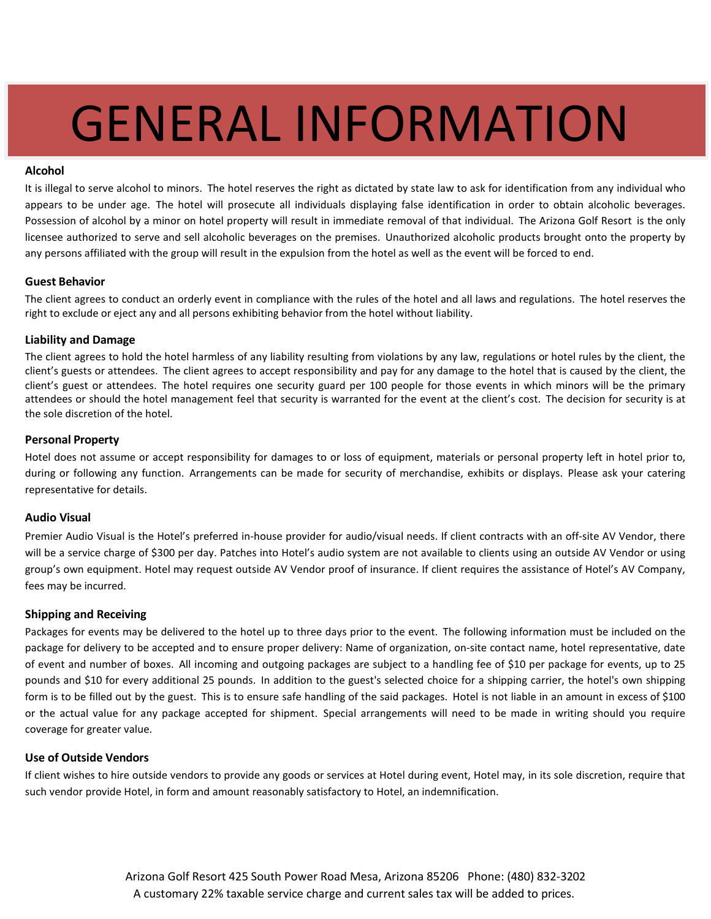# GENERAL INFORMATION

**Alcohol**

It is illegal to serve alcohol to minors. The hotel reserves the right as dictated by state law to ask for identification from any individual who appears to be under age. The hotel will prosecute all individuals displaying false identification in order to obtain alcoholic beverages. Possession of alcohol by a minor on hotel property will result in immediate removal of that individual. The Arizona Golf Resort is the only licensee authorized to serve and sell alcoholic beverages on the premises. Unauthorized alcoholic products brought onto the property by any persons affiliated with the group will result in the expulsion from the hotel as well as the event will be forced to end.

**Guest Behavior**

The client agrees to conduct an orderly event in compliance with the rules of the hotel and all laws and regulations. The hotel reserves the right to exclude or eject any and all persons exhibiting behavior from the hotel without liability.

**Liability and Damage**

The client agrees to hold the hotel harmless of any liability resulting from violations by any law, regulations or hotel rules by the client, the client's guests or attendees. The client agrees to accept responsibility and pay for any damage to the hotel that is caused by the client, the client's guest or attendees. The hotel requires one security guard per 100 people for those events in which minors will be the primary attendees or should the hotel management feel that security is warranted for the event at the client's cost. The decision for security is at the sole discretion of the hotel.

**Personal Property**

Hotel does not assume or accept responsibility for damages to or loss of equipment, materials or personal property left in hotel prior to, during or following any function. Arrangements can be made for security of merchandise, exhibits or displays. Please ask your catering representative for details.

**Audio Visual**

Premier Audio Visual is the Hotel's preferred in-house provider for audio/visual needs. If client contracts with an off-site AV Vendor, there will be a service charge of $300 per day. Patches into Hotel's audio system are not available to clients using an outside AV Vendor or using group's own equipment. Hotel may request outside AV Vendor proof of insurance. If client requires the assistance of Hotel's AV Company, fees may be incurred.

**Shipping and Receiving**

Packages for events may be delivered to the hotel up to three days prior to the event. The following information must be included on the package for delivery to be accepted and to ensure proper delivery: Name of organization, on-site contact name, hotel representative, date of event and number of boxes. All incoming and outgoing packages are subject to a handling fee of $10 per package for events, up to 25 pounds and $10 for every additional 25 pounds. In addition to the guest's selected choice for a shipping carrier, the hotel's own shipping form is to be filled out by the guest. This is to ensure safe handling of the said packages. Hotel is not liable in an amount in excess of $100 or the actual value for any package accepted for shipment. Special arrangements will need to be made in writing should you require coverage for greater value.

**Use of Outside Vendors**

If client wishes to hire outside vendors to provide any goods or services at Hotel during event, Hotel may, in its sole discretion, require that such vendor provide Hotel, in form and amount reasonably satisfactory to Hotel, an indemnification.

Arizona Golf Resort 425 South Power Road Mesa, Arizona 85206 Phone: (480) 832-3202
A customary 22% taxable service charge and current sales tax will be added to prices.